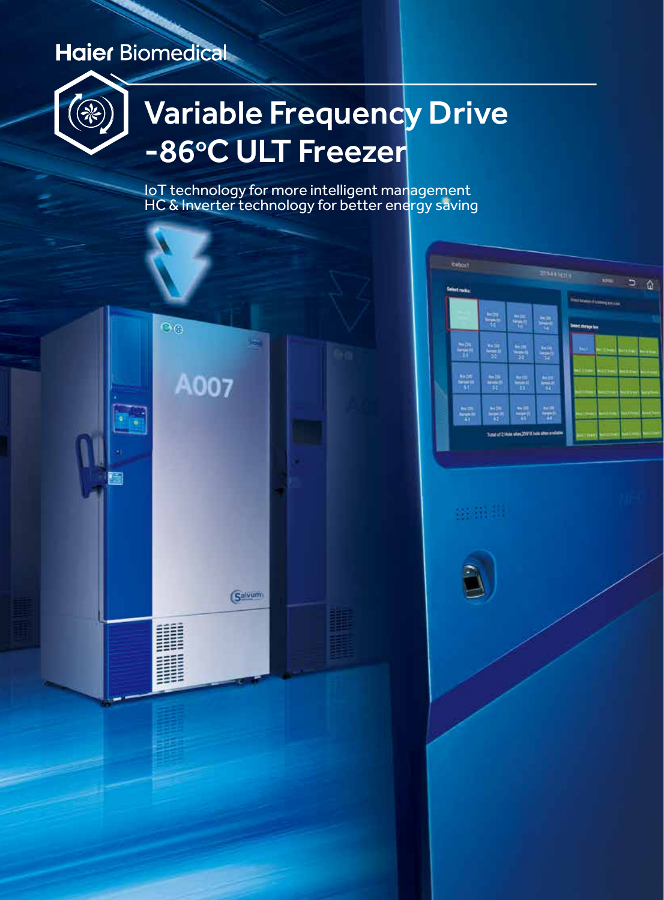Haier Biomedical

# Variable Frequency Drive -86°C ULT Freezer

IoT technology for more intelligent management
HC & Inverter technology for better energy saving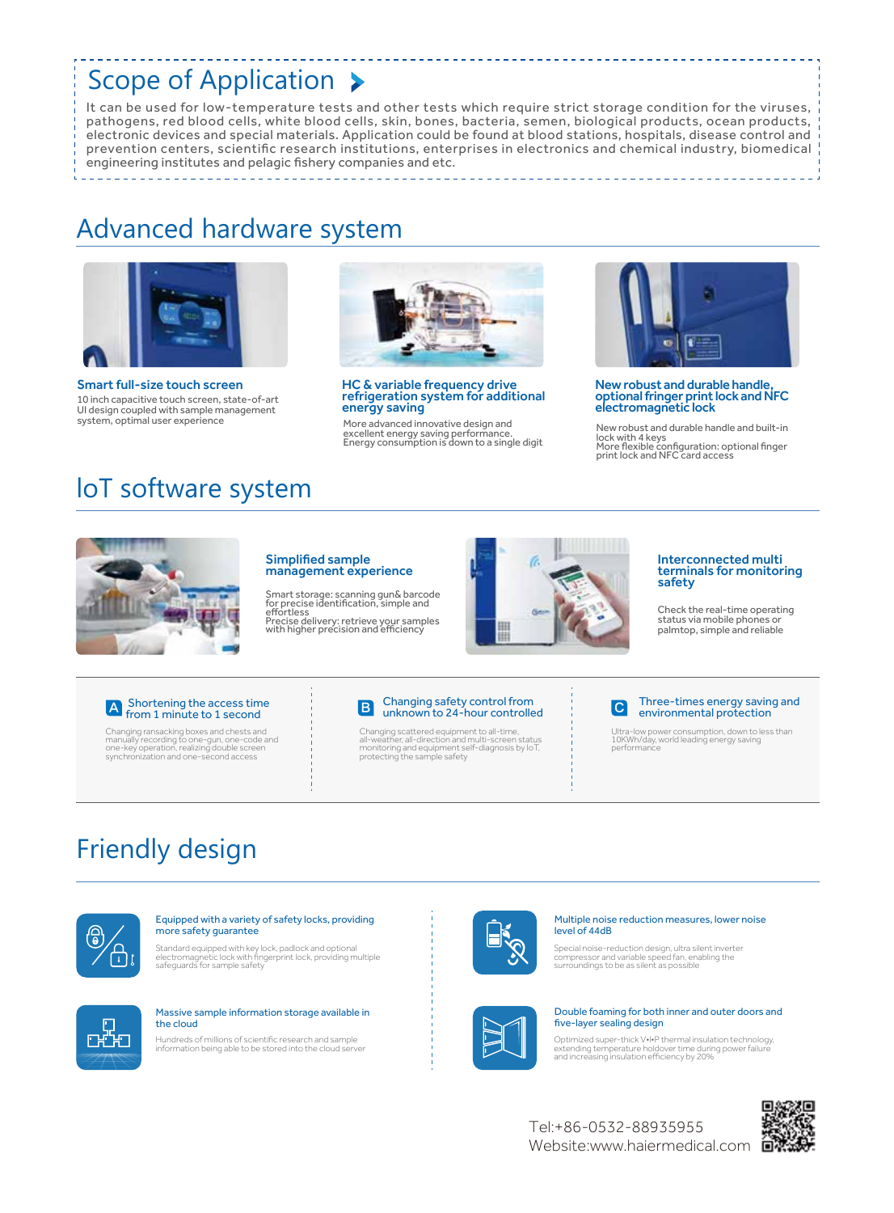## Scope of Application

It can be used for low-temperature tests and other tests which require strict storage condition for the viruses, pathogens, red blood cells, white blood cells, skin, bones, bacteria, semen, biological products, ocean products, electronic devices and special materials. Application could be found at blood stations, hospitals, disease control and prevention centers, scientific research institutions, enterprises in electronics and chemical industry, biomedical engineering institutes and pelagic fishery companies and etc.

## Advanced hardware system

### Smart full-size touch screen

10 inch capacitive touch screen, state-of-art UI design coupled with sample management system, optimal user experience

### HC & variable frequency drive refrigeration system for additional energy saving

More advanced innovative design and excellent energy saving performance.
Energy consumption is down to a single digit

### New robust and durable handle, optional fringer print lock and NFC electromagnetic lock

New robust and durable handle and built-in lock with 4 keys
More flexible configuration: optional finger print lock and NFC card access

## IoT software system

### Simplified sample management experience

Smart storage: scanning gun& barcode for precise identification, simple and effortless
Precise delivery: retrieve your samples with higher precision and efficiency

### Interconnected multi terminals for monitoring safety

Check the real-time operating status via mobile phones or palmtop, simple and reliable

**A Shortening the access time from 1 minute to 1 second**

Changing ransacking boxes and chests and manually recording to one-gun, one-code and one-key operation, realizing double screen synchronization and one-second access

**B Changing safety control from unknown to 24-hour controlled**

Changing scattered equipment to all-time, all-weather, all-direction and multi-screen status monitoring and equipment self-diagnosis by IoT, protecting the sample safety

**C Three-times energy saving and environmental protection**

Ultra-low power consumption, down to less than 10KWh/day, world leading energy saving performance

## Friendly design

**Equipped with a variety of safety locks, providing more safety guarantee**

Standard equipped with key lock, padlock and optional electromagnetic lock with fingerprint lock, providing multiple safeguards for sample safety

**Massive sample information storage available in the cloud**

Hundreds of millions of scientific research and sample information being able to be stored into the cloud server

**Multiple noise reduction measures, lower noise level of 44dB**

Special noise-reduction design, ultra silent inverter compressor and variable speed fan, enabling the surroundings to be as silent as possible

**Double foaming for both inner and outer doors and five-layer sealing design**

Optimized super-thick V•I•P thermal insulation technology, extending temperature holdover time during power failure and increasing insulation efficiency by 20%

Tel:+86-0532-88935955
Website:www.haiermedical.com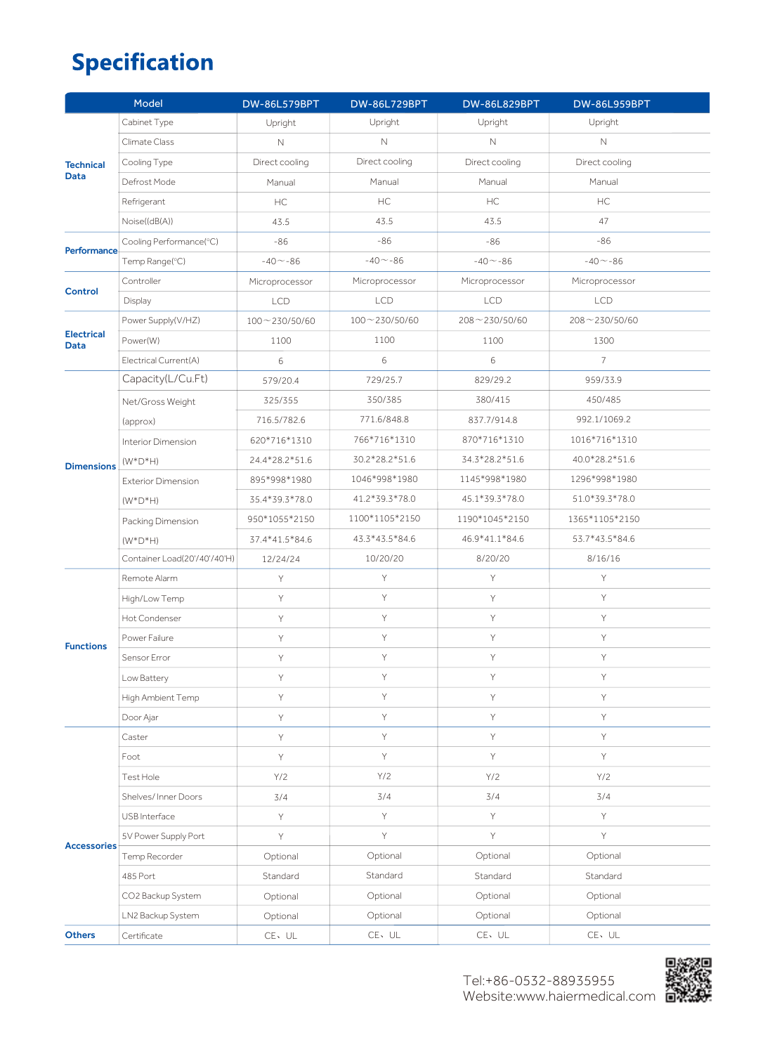# Specification

| | Model | DW-86L579BPT | DW-86L729BPT | DW-86L829BPT | DW-86L959BPT |
|---|---|---|---|---|---|
| Technical Data | Cabinet Type | Upright | Upright | Upright | Upright |
| | Climate Class | N | N | N | N |
| | Cooling Type | Direct cooling | Direct cooling | Direct cooling | Direct cooling |
| | Defrost Mode | Manual | Manual | Manual | Manual |
| | Refrigerant | HC | HC | HC | HC |
| | Noise((dB(A)) | 43.5 | 43.5 | 43.5 | 47 |
| Performance | Cooling Performance(℃) | -86 | -86 | -86 | -86 |
| | Temp Range(℃) | -40～-86 | -40～-86 | -40～-86 | -40～-86 |
| Control | Controller | Microprocessor | Microprocessor | Microprocessor | Microprocessor |
| | Display | LCD | LCD | LCD | LCD |
| Electrical Data | Power Supply(V/HZ) | 100～230/50/60 | 100～230/50/60 | 208～230/50/60 | 208～230/50/60 |
| | Power(W) | 1100 | 1100 | 1100 | 1300 |
| | Electrical Current(A) | 6 | 6 | 6 | 7 |
| Dimensions | Capacity(L/Cu.Ft) | 579/20.4 | 729/25.7 | 829/29.2 | 959/33.9 |
| | Net/Gross Weight | 325/355 | 350/385 | 380/415 | 450/485 |
| | (approx) | 716.5/782.6 | 771.6/848.8 | 837.7/914.8 | 992.1/1069.2 |
| | Interior Dimension | 620*716*1310 | 766*716*1310 | 870*716*1310 | 1016*716*1310 |
| | (W*D*H) | 24.4*28.2*51.6 | 30.2*28.2*51.6 | 34.3*28.2*51.6 | 40.0*28.2*51.6 |
| | Exterior Dimension | 895*998*1980 | 1046*998*1980 | 1145*998*1980 | 1296*998*1980 |
| | (W*D*H) | 35.4*39.3*78.0 | 41.2*39.3*78.0 | 45.1*39.3*78.0 | 51.0*39.3*78.0 |
| | Packing Dimension | 950*1055*2150 | 1100*1105*2150 | 1190*1045*2150 | 1365*1105*2150 |
| | (W*D*H) | 37.4*41.5*84.6 | 43.3*43.5*84.6 | 46.9*41.1*84.6 | 53.7*43.5*84.6 |
| | Container Load(20'/40'/40'H) | 12/24/24 | 10/20/20 | 8/20/20 | 8/16/16 |
| Functions | Remote Alarm | Y | Y | Y | Y |
| | High/Low Temp | Y | Y | Y | Y |
| | Hot Condenser | Y | Y | Y | Y |
| | Power Failure | Y | Y | Y | Y |
| | Sensor Error | Y | Y | Y | Y |
| | Low Battery | Y | Y | Y | Y |
| | High Ambient Temp | Y | Y | Y | Y |
| | Door Ajar | Y | Y | Y | Y |
| Accessories | Caster | Y | Y | Y | Y |
| | Foot | Y | Y | Y | Y |
| | Test Hole | Y/2 | Y/2 | Y/2 | Y/2 |
| | Shelves/ Inner Doors | 3/4 | 3/4 | 3/4 | 3/4 |
| | USB Interface | Y | Y | Y | Y |
| | 5V Power Supply Port | Y | Y | Y | Y |
| | Temp Recorder | Optional | Optional | Optional | Optional |
| | 485 Port | Standard | Standard | Standard | Standard |
| | CO2 Backup System | Optional | Optional | Optional | Optional |
| | LN2 Backup System | Optional | Optional | Optional | Optional |
| Others | Certificate | CE、UL | CE、UL | CE、UL | CE、UL |

Tel:+86-0532-88935955
Website:www.haiermedical.com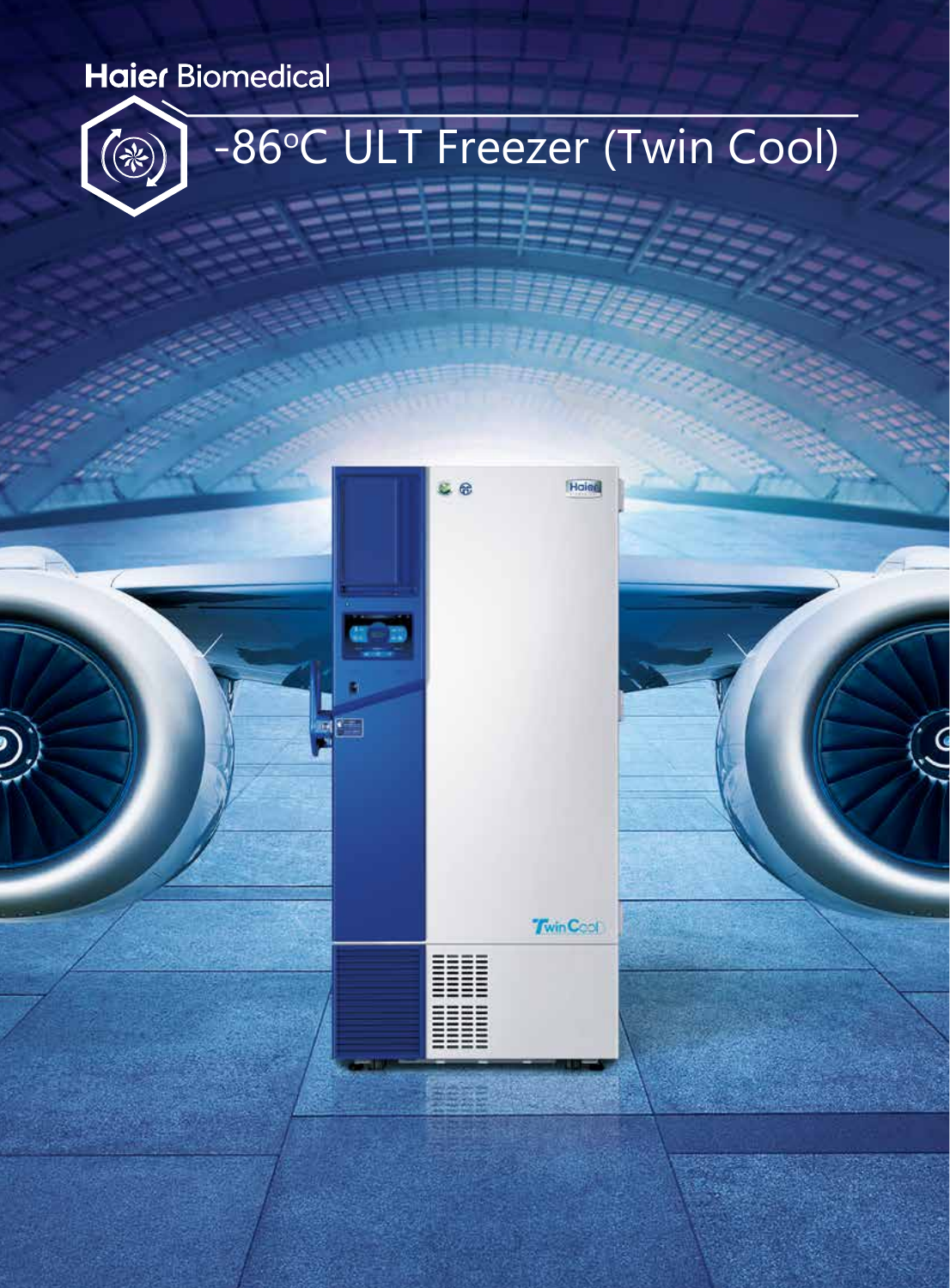Haier Biomedical

# -86°C ULT Freezer (Twin Cool)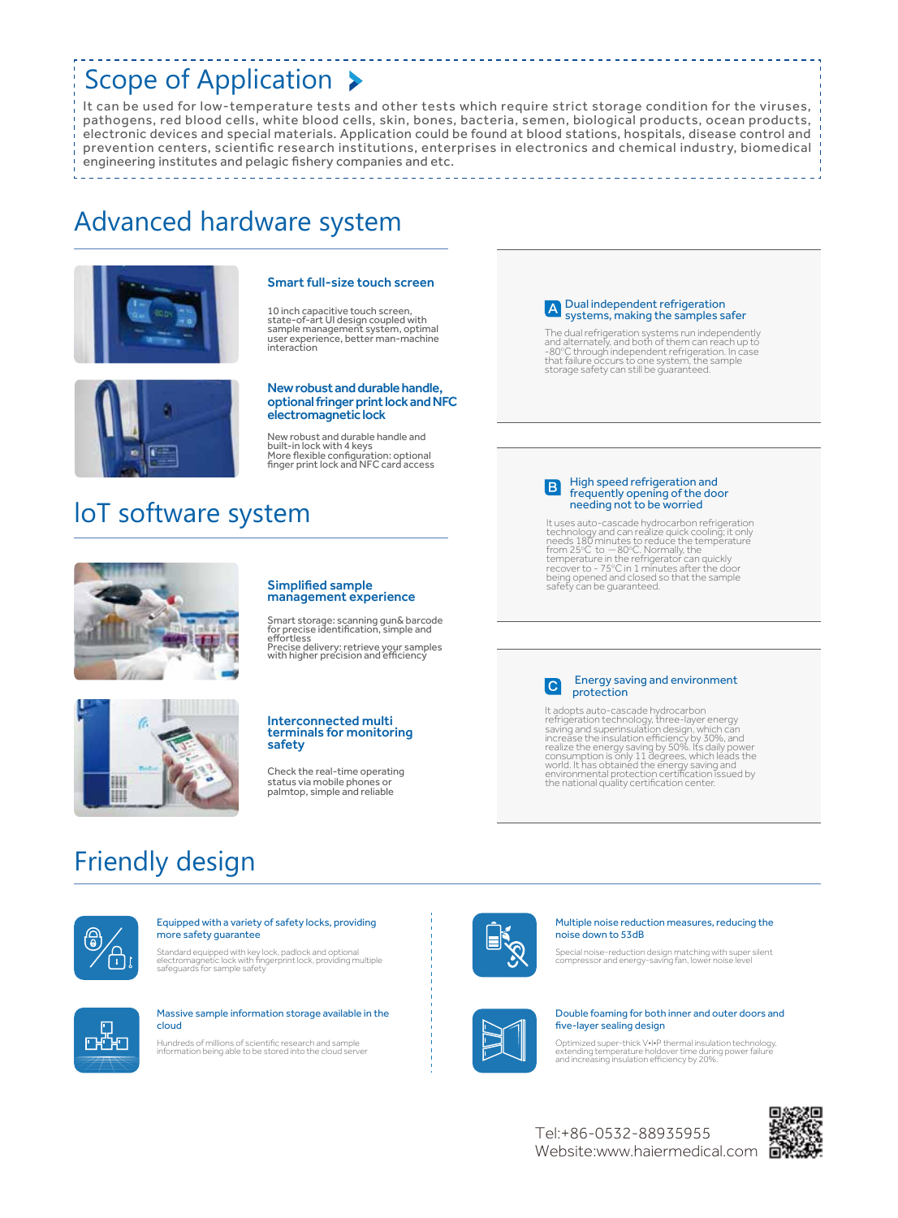## Scope of Application

It can be used for low-temperature tests and other tests which require strict storage condition for the viruses, pathogens, red blood cells, white blood cells, skin, bones, bacteria, semen, biological products, ocean products, electronic devices and special materials. Application could be found at blood stations, hospitals, disease control and prevention centers, scientific research institutions, enterprises in electronics and chemical industry, biomedical engineering institutes and pelagic fishery companies and etc.

## Advanced hardware system

### Smart full-size touch screen

10 inch capacitive touch screen, state-of-art UI design coupled with sample management system, optimal user experience, better man-machine interaction

### New robust and durable handle, optional fringer print lock and NFC electromagnetic lock

New robust and durable handle and built-in lock with 4 keys
More flexible configuration: optional finger print lock and NFC card access

### A Dual independent refrigeration systems, making the samples safer

The dual refrigeration systems run independently and alternately, and both of them can reach up to -80℃ through independent refrigeration. In case that failure occurs to one system, the sample storage safety can still be guaranteed.

### B High speed refrigeration and frequently opening of the door needing not to be worried

It uses auto-cascade hydrocarbon refrigeration technology and can realize quick cooling; it only needs 180 minutes to reduce the temperature from 25℃ to －80℃. Normally, the temperature in the refrigerator can quickly recover to - 75℃ in 1 minutes after the door being opened and closed so that the sample safety can be guaranteed.

### C Energy saving and environment protection

It adopts auto-cascade hydrocarbon refrigeration technology, three-layer energy saving and superinsulation design, which can increase the insulation efficiency by 30%, and realize the energy saving by 50%. Its daily power consumption is only 11 degrees, which leads the world. It has obtained the energy saving and environmental protection certification issued by the national quality certification center.

## IoT software system

### Simplified sample management experience

Smart storage: scanning gun& barcode for precise identification, simple and effortless
Precise delivery: retrieve your samples with higher precision and efficiency

### Interconnected multi terminals for monitoring safety

Check the real-time operating status via mobile phones or palmtop, simple and reliable

## Friendly design

**Equipped with a variety of safety locks, providing more safety guarantee**

Standard equipped with key lock, padlock and optional electromagnetic lock with fingerprint lock, providing multiple safeguards for sample safety

**Massive sample information storage available in the cloud**

Hundreds of millions of scientific research and sample information being able to be stored into the cloud server

**Multiple noise reduction measures, reducing the noise down to 53dB**

Special noise-reduction design matching with super silent compressor and energy-saving fan, lower noise level

**Double foaming for both inner and outer doors and five-layer sealing design**

Optimized super-thick V•I•P thermal insulation technology, extending temperature holdover time during power failure and increasing insulation efficiency by 20%.

Tel:+86-0532-88935955
Website:www.haiermedical.com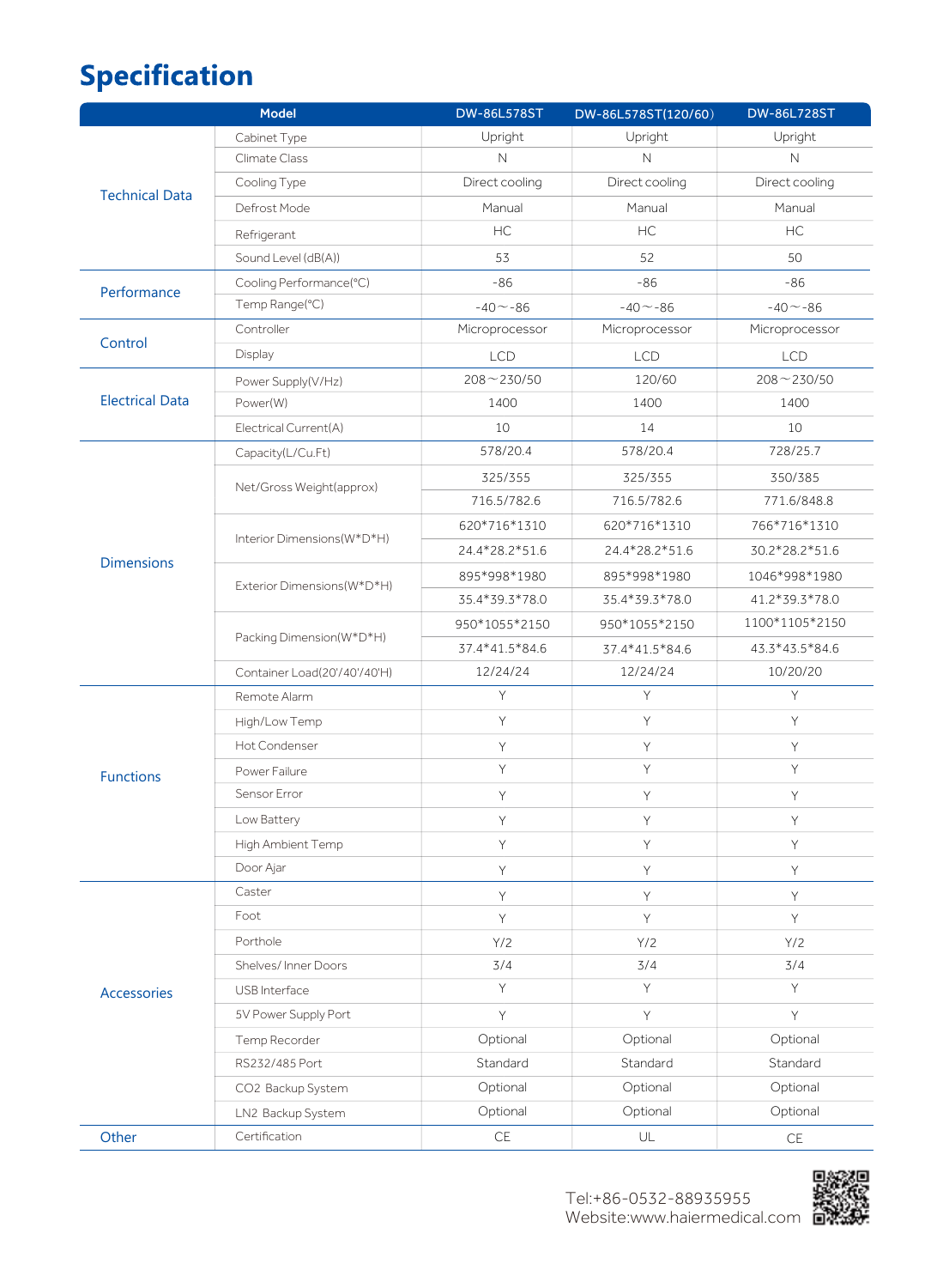# Specification

| Model | | DW-86L578ST | DW-86L578ST(120/60) | DW-86L728ST |
|---|---|---|---|---|
| Technical Data | Cabinet Type | Upright | Upright | Upright |
| | Climate Class | N | N | N |
| | Cooling Type | Direct cooling | Direct cooling | Direct cooling |
| | Defrost Mode | Manual | Manual | Manual |
| | Refrigerant | HC | HC | HC |
| | Sound Level (dB(A)) | 53 | 52 | 50 |
| Performance | Cooling Performance(°C) | -86 | -86 | -86 |
| | Temp Range(°C) | -40～-86 | -40～-86 | -40～-86 |
| Control | Controller | Microprocessor | Microprocessor | Microprocessor |
| | Display | LCD | LCD | LCD |
| Electrical Data | Power Supply(V/Hz) | 208～230/50 | 120/60 | 208～230/50 |
| | Power(W) | 1400 | 1400 | 1400 |
| | Electrical Current(A) | 10 | 14 | 10 |
| Dimensions | Capacity(L/Cu.Ft) | 578/20.4 | 578/20.4 | 728/25.7 |
| | Net/Gross Weight(approx) | 325/355 | 325/355 | 350/385 |
| | | 716.5/782.6 | 716.5/782.6 | 771.6/848.8 |
| | Interior Dimensions(W*D*H) | 620*716*1310 | 620*716*1310 | 766*716*1310 |
| | | 24.4*28.2*51.6 | 24.4*28.2*51.6 | 30.2*28.2*51.6 |
| | Exterior Dimensions(W*D*H) | 895*998*1980 | 895*998*1980 | 1046*998*1980 |
| | | 35.4*39.3*78.0 | 35.4*39.3*78.0 | 41.2*39.3*78.0 |
| | Packing Dimension(W*D*H) | 950*1055*2150 | 950*1055*2150 | 1100*1105*2150 |
| | | 37.4*41.5*84.6 | 37.4*41.5*84.6 | 43.3*43.5*84.6 |
| | Container Load(20'/40'/40'H) | 12/24/24 | 12/24/24 | 10/20/20 |
| Functions | Remote Alarm | Y | Y | Y |
| | High/Low Temp | Y | Y | Y |
| | Hot Condenser | Y | Y | Y |
| | Power Failure | Y | Y | Y |
| | Sensor Error | Y | Y | Y |
| | Low Battery | Y | Y | Y |
| | High Ambient Temp | Y | Y | Y |
| | Door Ajar | Y | Y | Y |
| Accessories | Caster | Y | Y | Y |
| | Foot | Y | Y | Y |
| | Porthole | Y/2 | Y/2 | Y/2 |
| | Shelves/ Inner Doors | 3/4 | 3/4 | 3/4 |
| | USB Interface | Y | Y | Y |
| | 5V Power Supply Port | Y | Y | Y |
| | Temp Recorder | Optional | Optional | Optional |
| | RS232/485 Port | Standard | Standard | Standard |
| | $CO_2$ Backup System | Optional | Optional | Optional |
| | $LN_2$ Backup System | Optional | Optional | Optional |
| Other | Certification | CE | UL | CE |

Tel:+86-0532-88935955
Website:www.haiermedical.com